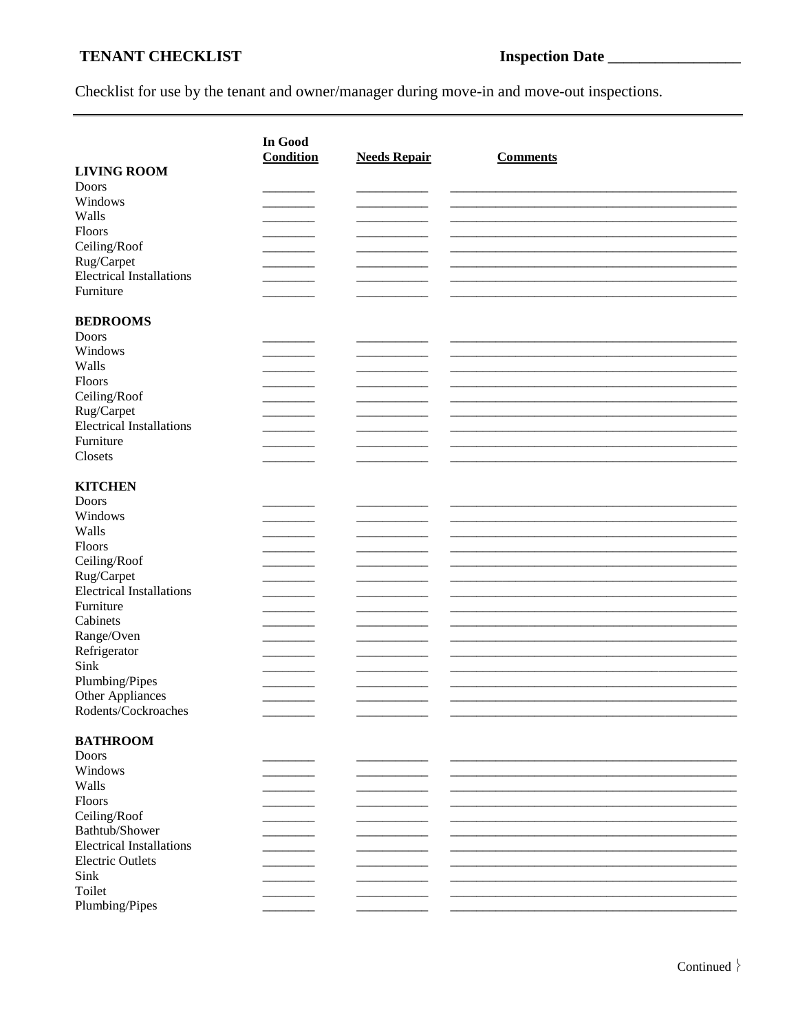**TENANT CHECKLIST** **Inspection Date \_\_\_\_\_\_\_\_\_\_\_\_\_\_\_\_**

Checklist for use by the tenant and owner/manager during move-in and move-out inspections.

| | In Good Condition | Needs Repair | Comments |
|---|---|---|---|
| **LIVING ROOM** | | | |
| Doors | | | |
| Windows | | | |
| Walls | | | |
| Floors | | | |
| Ceiling/Roof | | | |
| Rug/Carpet | | | |
| Electrical Installations | | | |
| Furniture | | | |
| **BEDROOMS** | | | |
| Doors | | | |
| Windows | | | |
| Walls | | | |
| Floors | | | |
| Ceiling/Roof | | | |
| Rug/Carpet | | | |
| Electrical Installations | | | |
| Furniture | | | |
| Closets | | | |
| **KITCHEN** | | | |
| Doors | | | |
| Windows | | | |
| Walls | | | |
| Floors | | | |
| Ceiling/Roof | | | |
| Rug/Carpet | | | |
| Electrical Installations | | | |
| Furniture | | | |
| Cabinets | | | |
| Range/Oven | | | |
| Refrigerator | | | |
| Sink | | | |
| Plumbing/Pipes | | | |
| Other Appliances | | | |
| Rodents/Cockroaches | | | |
| **BATHROOM** | | | |
| Doors | | | |
| Windows | | | |
| Walls | | | |
| Floors | | | |
| Ceiling/Roof | | | |
| Bathtub/Shower | | | |
| Electrical Installations | | | |
| Electric Outlets | | | |
| Sink | | | |
| Toilet | | | |
| Plumbing/Pipes | | | |

Continued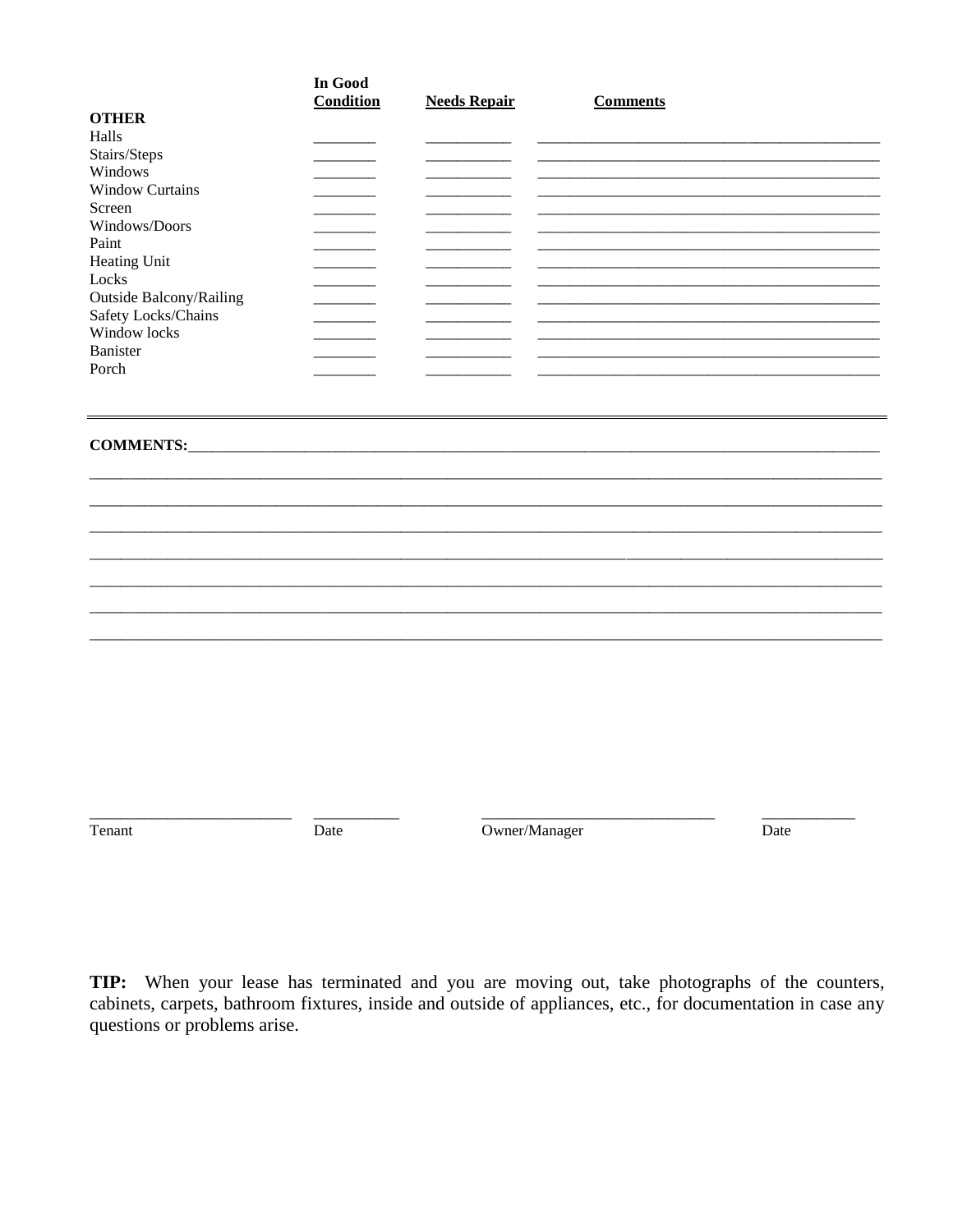| | In Good Condition | Needs Repair | Comments |
|---|---|---|---|
| **OTHER** | | | |
| Halls | | | |
| Stairs/Steps | | | |
| Windows | | | |
| Window Curtains | | | |
| Screen | | | |
| Windows/Doors | | | |
| Paint | | | |
| Heating Unit | | | |
| Locks | | | |
| Outside Balcony/Railing | | | |
| Safety Locks/Chains | | | |
| Window locks | | | |
| Banister | | | |
| Porch | | | |

---

**COMMENTS:**______________________________________________________________________________

______________________________________________________________________________________

______________________________________________________________________________________

______________________________________________________________________________________

______________________________________________________________________________________

______________________________________________________________________________________

______________________________________________________________________________________

______________________________________________________________________________________

| | | | |
|---|---|---|---|
| ______________________ | __________ | __________________________ | ___________ |
| Tenant | Date | Owner/Manager | Date |

**TIP:** When your lease has terminated and you are moving out, take photographs of the counters, cabinets, carpets, bathroom fixtures, inside and outside of appliances, etc., for documentation in case any questions or problems arise.